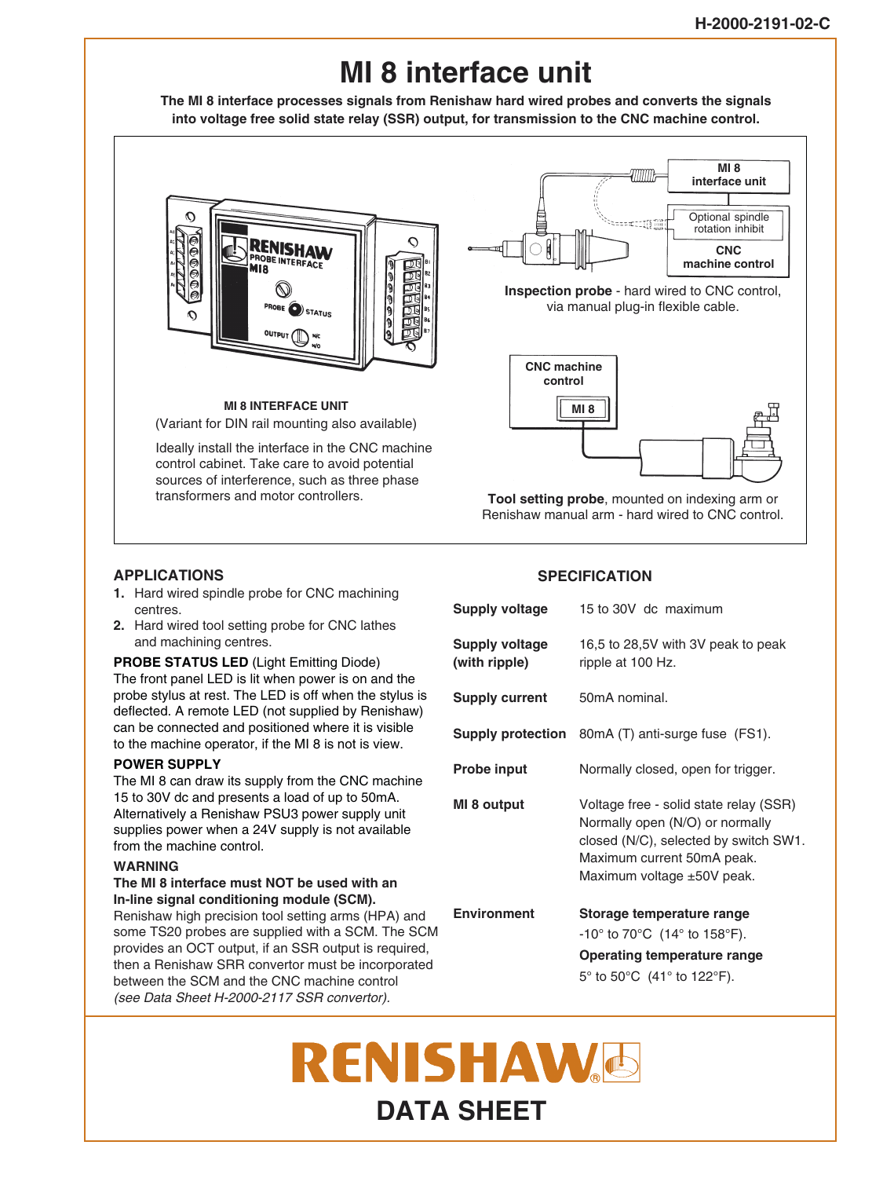H-2000-2191-02-C

# MI 8 interface unit

**The MI 8 interface processes signals from Renishaw hard wired probes and converts the signals into voltage free solid state relay (SSR) output, for transmission to the CNC machine control.**

**MI 8 INTERFACE UNIT**

(Variant for DIN rail mounting also available)

Ideally install the interface in the CNC machine control cabinet. Take care to avoid potential sources of interference, such as three phase transformers and motor controllers.

**Inspection probe** - hard wired to CNC control, via manual plug-in flexible cable.

**Tool setting probe**, mounted on indexing arm or Renishaw manual arm - hard wired to CNC control.

## APPLICATIONS

1. Hard wired spindle probe for CNC machining centres.
2. Hard wired tool setting probe for CNC lathes and machining centres.

**PROBE STATUS LED** (Light Emitting Diode)

The front panel LED is lit when power is on and the probe stylus at rest. The LED is off when the stylus is deflected. A remote LED (not supplied by Renishaw) can be connected and positioned where it is visible to the machine operator, if the MI 8 is not is view.

**POWER SUPPLY**

The MI 8 can draw its supply from the CNC machine 15 to 30V dc and presents a load of up to 50mA. Alternatively a Renishaw PSU3 power supply unit supplies power when a 24V supply is not available from the machine control.

**WARNING**

**The MI 8 interface must NOT be used with an In-line signal conditioning module (SCM).**

Renishaw high precision tool setting arms (HPA) and some TS20 probes are supplied with a SCM. The SCM provides an OCT output, if an SSR output is required, then a Renishaw SRR convertor must be incorporated between the SCM and the CNC machine control *(see Data Sheet H-2000-2117 SSR convertor).*

## SPECIFICATION

| | |
|---|---|
| **Supply voltage** | 15 to 30V dc maximum |
| **Supply voltage (with ripple)** | 16,5 to 28,5V with 3V peak to peak ripple at 100 Hz. |
| **Supply current** | 50mA nominal. |
| **Supply protection** | 80mA (T) anti-surge fuse (FS1). |
| **Probe input** | Normally closed, open for trigger. |
| **MI 8 output** | Voltage free - solid state relay (SSR) Normally open (N/O) or normally closed (N/C), selected by switch SW1. Maximum current 50mA peak. Maximum voltage ±50V peak. |
| **Environment** | **Storage temperature range** -10° to 70°C (14° to 158°F). **Operating temperature range** 5° to 50°C (41° to 122°F). |

RENISHAW

**DATA SHEET**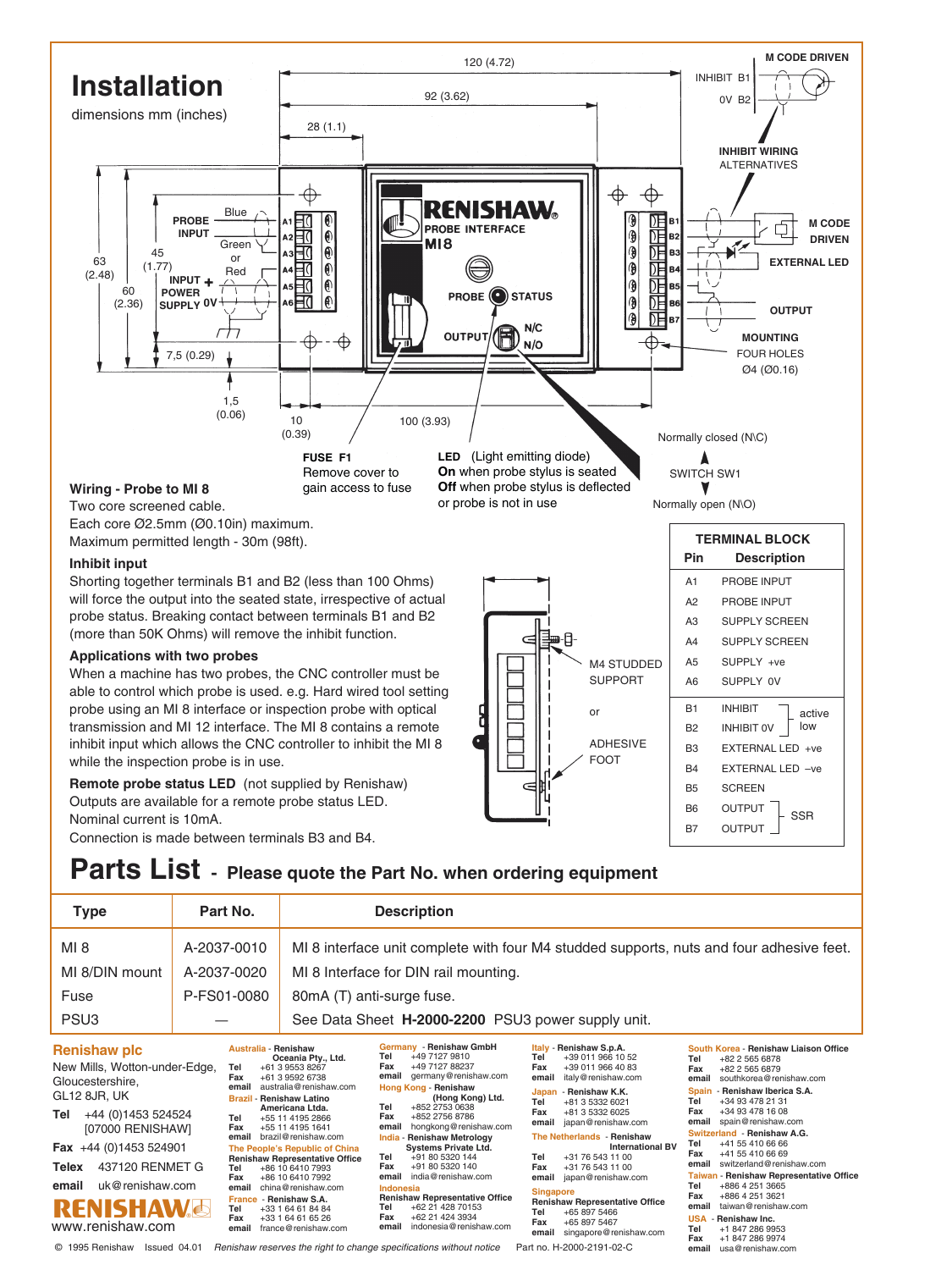# Installation

dimensions mm (inches)

120 (4.72)

92 (3.62)

28 (1.1)

63 (2.48)

45 (1.77)

60 (2.36)

7,5 (0.29)

1,5 (0.06)

10 (0.39)

100 (3.93)

PROBE INPUT

Blue

Green or Red

INPUT POWER SUPPLY + 0V

RENISHAW PROBE INTERFACE MI8

PROBE STATUS

OUTPUT N/C N/O

M CODE DRIVEN

INHIBIT B1

0V B2

INHIBIT WIRING ALTERNATIVES

M CODE DRIVEN

EXTERNAL LED

OUTPUT

MOUNTING FOUR HOLES Ø4 (Ø0.16)

**FUSE F1**
Remove cover to gain access to fuse

**LED** (Light emitting diode)
**On** when probe stylus is seated
**Off** when probe stylus is deflected or probe is not in use

Normally closed (N\C)

SWITCH SW1

Normally open (N\O)

### Wiring - Probe to MI 8

Two core screened cable.
Each core Ø2.5mm (Ø0.10in) maximum.
Maximum permitted length - 30m (98ft).

### Inhibit input

Shorting together terminals B1 and B2 (less than 100 Ohms) will force the output into the seated state, irrespective of actual probe status. Breaking contact between terminals B1 and B2 (more than 50K Ohms) will remove the inhibit function.

### Applications with two probes

When a machine has two probes, the CNC controller must be able to control which probe is used. e.g. Hard wired tool setting probe using an MI 8 interface or inspection probe with optical transmission and MI 12 interface. The MI 8 contains a remote inhibit input which allows the CNC controller to inhibit the MI 8 while the inspection probe is in use.

**Remote probe status LED** (not supplied by Renishaw)
Outputs are available for a remote probe status LED.
Nominal current is 10mA.
Connection is made between terminals B3 and B4.

M4 STUDDED SUPPORT

or

ADHESIVE FOOT

**TERMINAL BLOCK**

| Pin | Description | |
|---|---|---|
| A1 | PROBE INPUT | |
| A2 | PROBE INPUT | |
| A3 | SUPPLY SCREEN | |
| A4 | SUPPLY SCREEN | |
| A5 | SUPPLY +ve | |
| A6 | SUPPLY 0V | |
| B1 | INHIBIT | active |
| B2 | INHIBIT 0V | low |
| B3 | EXTERNAL LED +ve | |
| B4 | EXTERNAL LED –ve | |
| B5 | SCREEN | |
| B6 | OUTPUT | SSR |
| B7 | OUTPUT | |

# Parts List - Please quote the Part No. when ordering equipment

| Type | Part No. | Description |
|---|---|---|
| MI 8 | A-2037-0010 | MI 8 interface unit complete with four M4 studded supports, nuts and four adhesive feet. |
| MI 8/DIN mount | A-2037-0020 | MI 8 Interface for DIN rail mounting. |
| Fuse | P-FS01-0080 | 80mA (T) anti-surge fuse. |
| PSU3 | — | See Data Sheet **H-2000-2200** PSU3 power supply unit. |

**Renishaw plc**
New Mills, Wotton-under-Edge, Gloucestershire, GL12 8JR, UK
Tel +44 (0)1453 524524 [07000 RENISHAW]
Fax +44 (0)1453 524901
Telex 437120 RENMET G
email uk@renishaw.com
www.renishaw.com

**Australia** - Renishaw Oceania Pty., Ltd.
Tel +61 3 9553 8267
Fax +61 3 9592 6738
email australia@renishaw.com

**Brazil** - Renishaw Latino Americana Ltda.
Tel +55 11 4195 2866
Fax +55 11 4195 1641
email brazil@renishaw.com

**The People's Republic of China** Renishaw Representative Office
Tel +86 10 6410 7993
Fax +86 10 6410 7992
email china@renishaw.com

**France** - Renishaw S.A.
Tel +33 1 64 61 84 84
Fax +33 1 64 61 65 26
email france@renishaw.com

**Germany** - Renishaw GmbH
Tel +49 7127 9810
Fax +49 7127 88237
email germany@renishaw.com

**Hong Kong** - Renishaw (Hong Kong) Ltd.
Tel +852 2753 0638
Fax +852 2756 8786
email hongkong@renishaw.com

**India** - Renishaw Metrology Systems Private Ltd.
Tel +91 80 5320 144
Fax +91 80 5320 140
email india@renishaw.com

**Indonesia** Renishaw Representative Office
Tel +62 21 428 70153
Fax +62 21 424 3934
email indonesia@renishaw.com

**Italy** - Renishaw S.p.A.
Tel +39 011 966 10 52
Fax +39 011 966 40 83
email italy@renishaw.com

**Japan** - Renishaw K.K.
Tel +81 3 5332 6021
Fax +81 3 5332 6025
email japan@renishaw.com

**The Netherlands** - Renishaw International BV
Tel +31 76 543 11 00
Fax +31 76 543 11 00
email japan@renishaw.com

**Singapore** Renishaw Representative Office
Tel +65 897 5466
Fax +65 897 5467
email singapore@renishaw.com

**South Korea** - Renishaw Liaison Office
Tel +82 2 565 6878
Fax +82 2 565 6879
email southkorea@renishaw.com

**Spain** - Renishaw Iberica S.A.
Tel +34 93 478 21 31
Fax +34 93 478 16 08
email spain@renishaw.com

**Switzerland** - Renishaw A.G.
Tel +41 55 410 66 66
Fax +41 55 410 66 69
email switzerland@renishaw.com

**Taiwan** - Renishaw Representative Office
Tel +886 4 251 3665
Fax +886 4 251 3621
email taiwan@renishaw.com

**USA** - Renishaw Inc.
Tel +1 847 286 9953
Fax +1 847 286 9974
email usa@renishaw.com

© 1995 Renishaw Issued 04.01 *Renishaw reserves the right to change specifications without notice* Part no. H-2000-2191-02-C